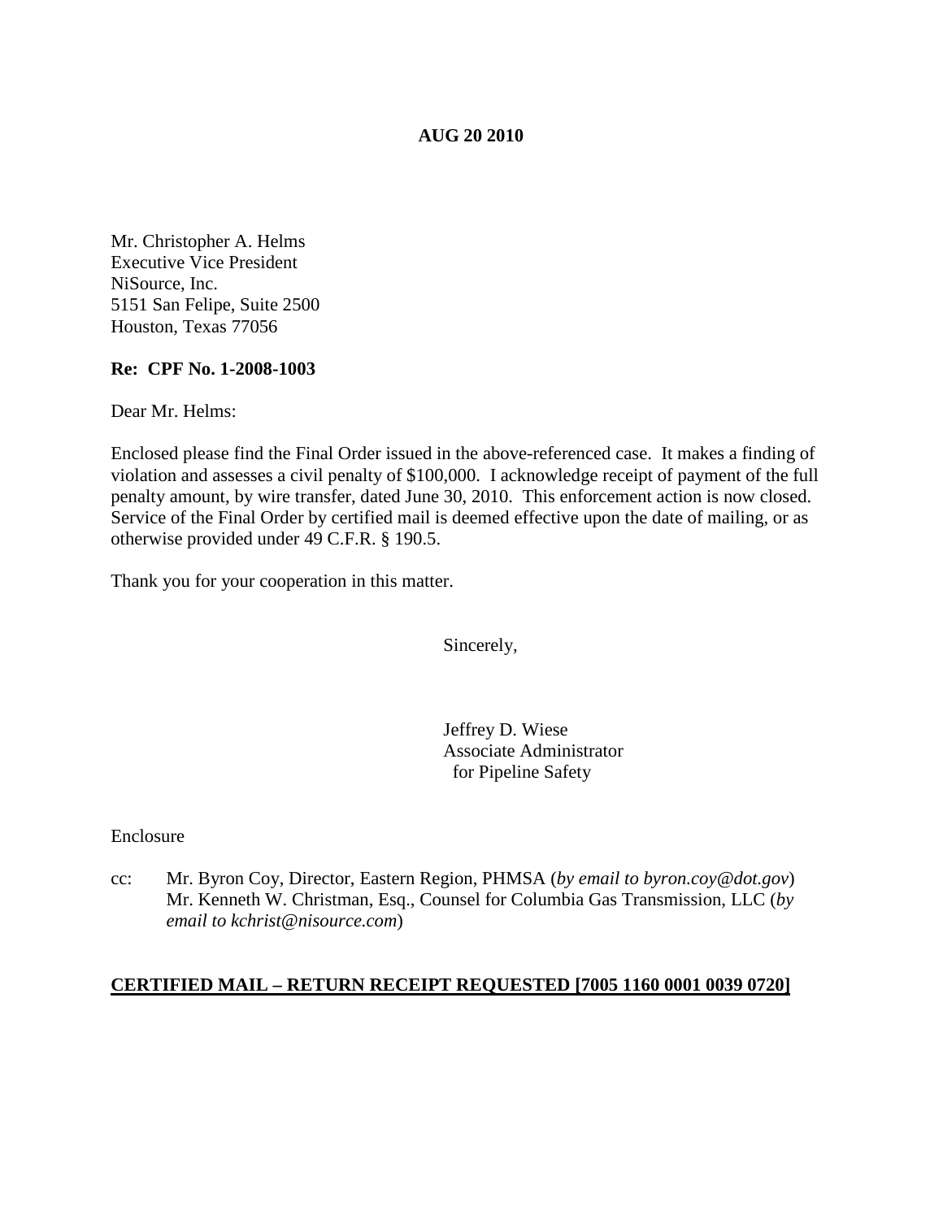**AUG 20 2010**

Mr. Christopher A. Helms
Executive Vice President
NiSource, Inc.
5151 San Felipe, Suite 2500
Houston, Texas 77056

**Re: CPF No. 1-2008-1003**

Dear Mr. Helms:

Enclosed please find the Final Order issued in the above-referenced case. It makes a finding of violation and assesses a civil penalty of $100,000. I acknowledge receipt of payment of the full penalty amount, by wire transfer, dated June 30, 2010. This enforcement action is now closed. Service of the Final Order by certified mail is deemed effective upon the date of mailing, or as otherwise provided under 49 C.F.R. § 190.5.

Thank you for your cooperation in this matter.

Sincerely,

Jeffrey D. Wiese
Associate Administrator
for Pipeline Safety

Enclosure

cc: Mr. Byron Coy, Director, Eastern Region, PHMSA (*by email to byron.coy@dot.gov*)
Mr. Kenneth W. Christman, Esq., Counsel for Columbia Gas Transmission, LLC (*by email to kchrist@nisource.com*)

**<u>CERTIFIED MAIL – RETURN RECEIPT REQUESTED [7005 1160 0001 0039 0720]</u>**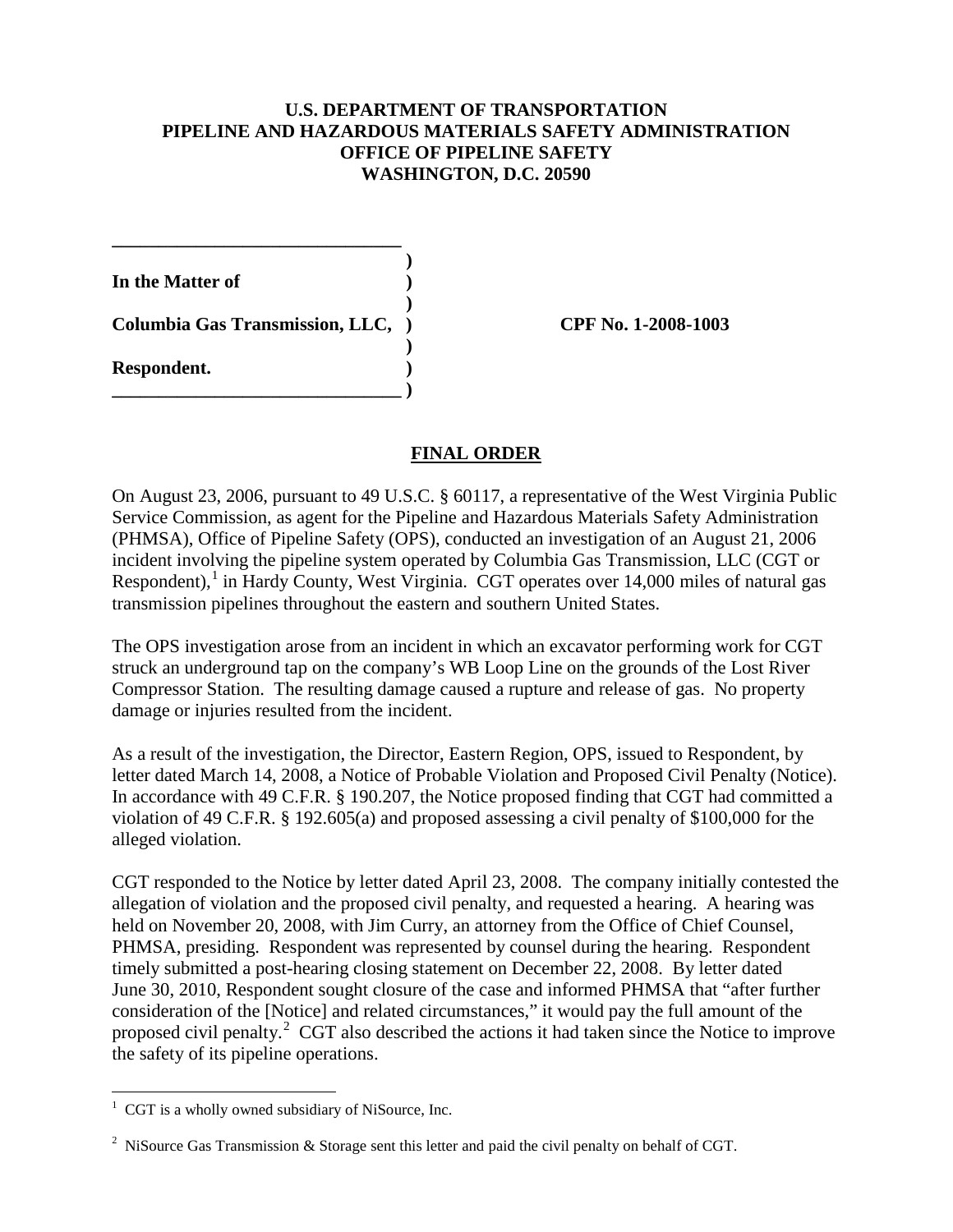**U.S. DEPARTMENT OF TRANSPORTATION**
**PIPELINE AND HAZARDOUS MATERIALS SAFETY ADMINISTRATION**
**OFFICE OF PIPELINE SAFETY**
**WASHINGTON, D.C. 20590**

| | | |
|---|---|---|
| **In the Matter of** | **)** | |
| **Columbia Gas Transmission, LLC,** | **)** | **CPF No. 1-2008-1003** |
| **Respondent.** | **)** | |

## FINAL ORDER

On August 23, 2006, pursuant to 49 U.S.C. § 60117, a representative of the West Virginia Public Service Commission, as agent for the Pipeline and Hazardous Materials Safety Administration (PHMSA), Office of Pipeline Safety (OPS), conducted an investigation of an August 21, 2006 incident involving the pipeline system operated by Columbia Gas Transmission, LLC (CGT or Respondent),[1] in Hardy County, West Virginia. CGT operates over 14,000 miles of natural gas transmission pipelines throughout the eastern and southern United States.

The OPS investigation arose from an incident in which an excavator performing work for CGT struck an underground tap on the company's WB Loop Line on the grounds of the Lost River Compressor Station. The resulting damage caused a rupture and release of gas. No property damage or injuries resulted from the incident.

As a result of the investigation, the Director, Eastern Region, OPS, issued to Respondent, by letter dated March 14, 2008, a Notice of Probable Violation and Proposed Civil Penalty (Notice). In accordance with 49 C.F.R. § 190.207, the Notice proposed finding that CGT had committed a violation of 49 C.F.R. § 192.605(a) and proposed assessing a civil penalty of $100,000 for the alleged violation.

CGT responded to the Notice by letter dated April 23, 2008. The company initially contested the allegation of violation and the proposed civil penalty, and requested a hearing. A hearing was held on November 20, 2008, with Jim Curry, an attorney from the Office of Chief Counsel, PHMSA, presiding. Respondent was represented by counsel during the hearing. Respondent timely submitted a post-hearing closing statement on December 22, 2008. By letter dated June 30, 2010, Respondent sought closure of the case and informed PHMSA that "after further consideration of the [Notice] and related circumstances," it would pay the full amount of the proposed civil penalty.[2] CGT also described the actions it had taken since the Notice to improve the safety of its pipeline operations.

---

[1] CGT is a wholly owned subsidiary of NiSource, Inc.

[2] NiSource Gas Transmission & Storage sent this letter and paid the civil penalty on behalf of CGT.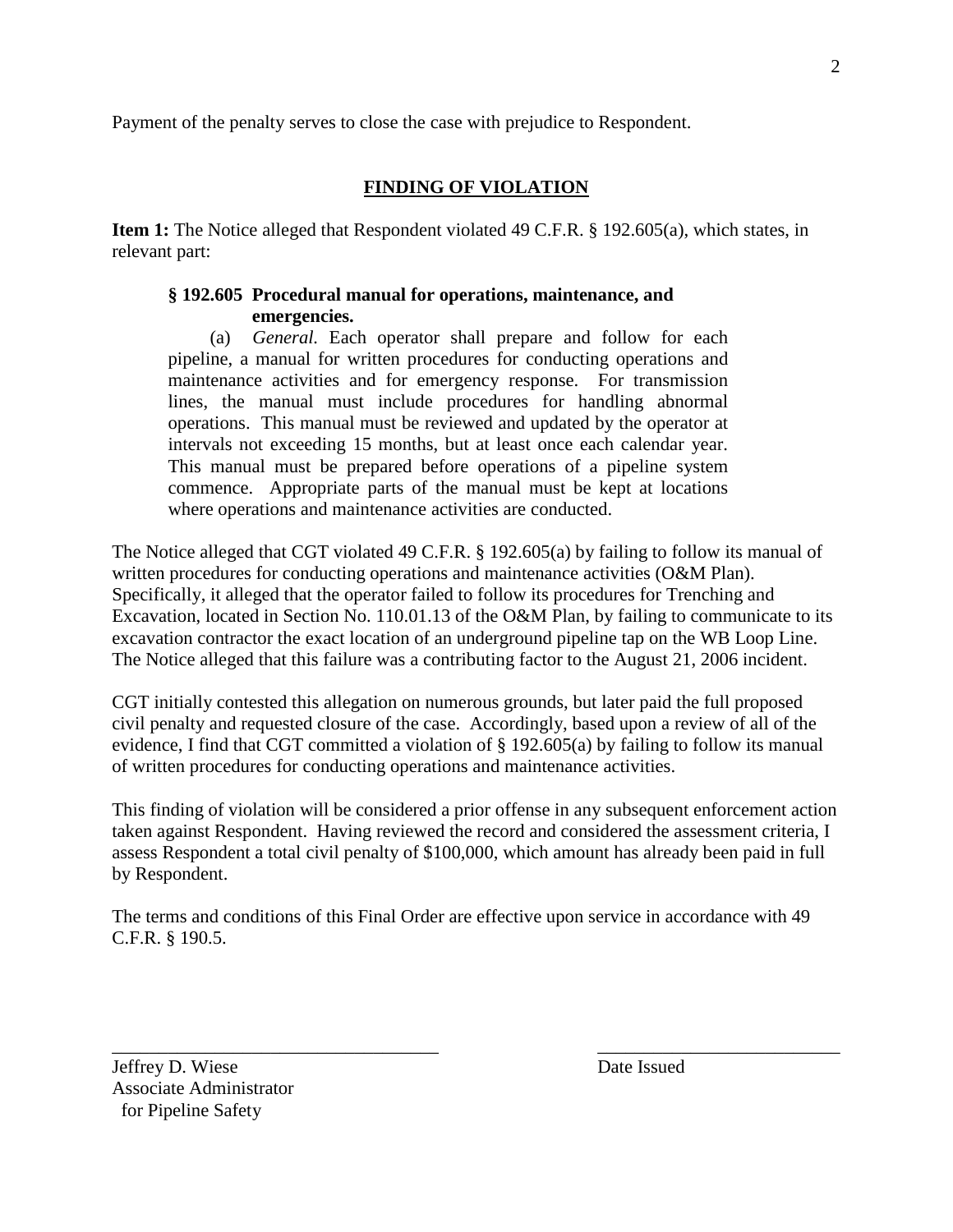Payment of the penalty serves to close the case with prejudice to Respondent.

## FINDING OF VIOLATION

**Item 1:** The Notice alleged that Respondent violated 49 C.F.R. § 192.605(a), which states, in relevant part:

> **§ 192.605 Procedural manual for operations, maintenance, and emergencies.**
>
> (a) *General.* Each operator shall prepare and follow for each pipeline, a manual for written procedures for conducting operations and maintenance activities and for emergency response. For transmission lines, the manual must include procedures for handling abnormal operations. This manual must be reviewed and updated by the operator at intervals not exceeding 15 months, but at least once each calendar year. This manual must be prepared before operations of a pipeline system commence. Appropriate parts of the manual must be kept at locations where operations and maintenance activities are conducted.

The Notice alleged that CGT violated 49 C.F.R. § 192.605(a) by failing to follow its manual of written procedures for conducting operations and maintenance activities (O&M Plan). Specifically, it alleged that the operator failed to follow its procedures for Trenching and Excavation, located in Section No. 110.01.13 of the O&M Plan, by failing to communicate to its excavation contractor the exact location of an underground pipeline tap on the WB Loop Line. The Notice alleged that this failure was a contributing factor to the August 21, 2006 incident.

CGT initially contested this allegation on numerous grounds, but later paid the full proposed civil penalty and requested closure of the case. Accordingly, based upon a review of all of the evidence, I find that CGT committed a violation of § 192.605(a) by failing to follow its manual of written procedures for conducting operations and maintenance activities.

This finding of violation will be considered a prior offense in any subsequent enforcement action taken against Respondent. Having reviewed the record and considered the assessment criteria, I assess Respondent a total civil penalty of $100,000, which amount has already been paid in full by Respondent.

The terms and conditions of this Final Order are effective upon service in accordance with 49 C.F.R. § 190.5.

\_\_\_\_\_\_\_\_\_\_\_\_\_\_\_\_\_\_\_\_\_\_\_\_\_\_\_\_\_\_\_\_\_\_\_\_
Jeffrey D. Wiese
Associate Administrator
for Pipeline Safety

\_\_\_\_\_\_\_\_\_\_\_\_\_\_\_\_\_\_\_\_\_\_\_\_\_\_\_
Date Issued